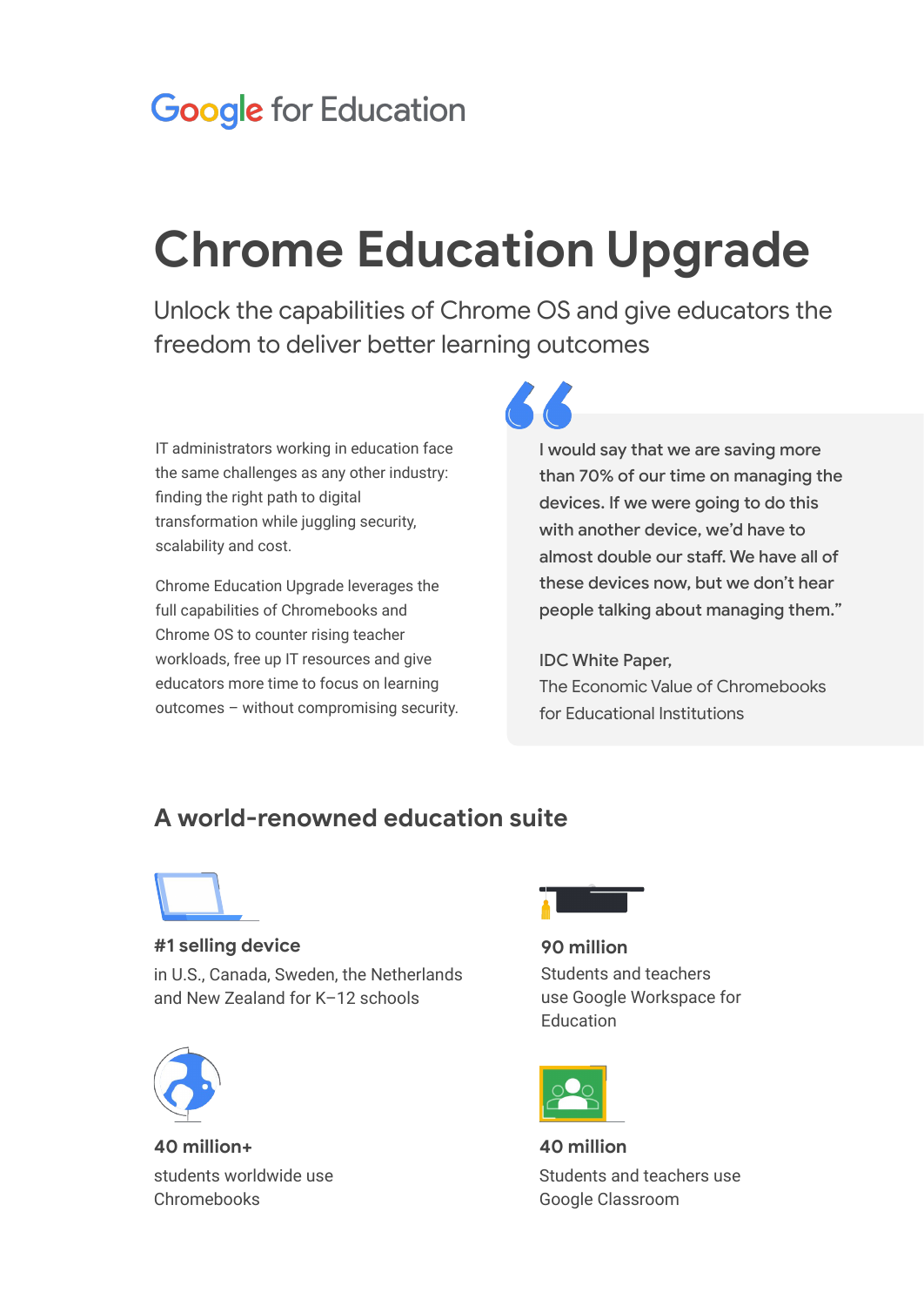Google for Education

# Chrome Education Upgrade

Unlock the capabilities of Chrome OS and give educators the freedom to deliver better learning outcomes

IT administrators working in education face the same challenges as any other industry: finding the right path to digital transformation while juggling security, scalability and cost.

Chrome Education Upgrade leverages the full capabilities of Chromebooks and Chrome OS to counter rising teacher workloads, free up IT resources and give educators more time to focus on learning outcomes – without compromising security.

> "I would say that we are saving more than 70% of our time on managing the devices. If we were going to do this with another device, we'd have to almost double our staff. We have all of these devices now, but we don't hear people talking about managing them."
>
> IDC White Paper,
> The Economic Value of Chromebooks for Educational Institutions

## A world-renowned education suite

**#1 selling device**
in U.S., Canada, Sweden, the Netherlands and New Zealand for K–12 schools

**90 million**
Students and teachers use Google Workspace for Education

**40 million+**
students worldwide use Chromebooks

**40 million**
Students and teachers use Google Classroom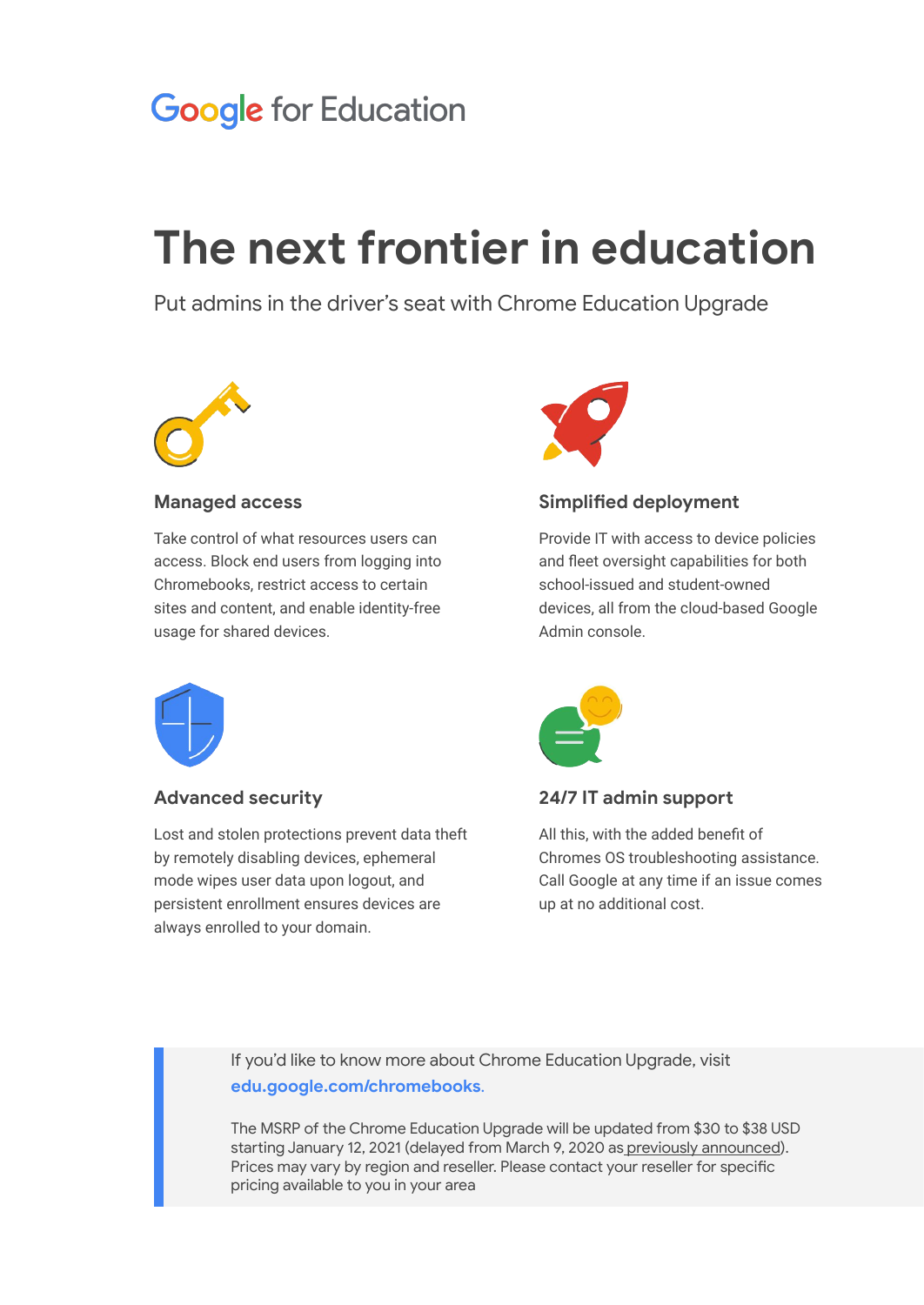Google for Education

# The next frontier in education

Put admins in the driver's seat with Chrome Education Upgrade

### Managed access

Take control of what resources users can access. Block end users from logging into Chromebooks, restrict access to certain sites and content, and enable identity-free usage for shared devices.

### Simplified deployment

Provide IT with access to device policies and fleet oversight capabilities for both school-issued and student-owned devices, all from the cloud-based Google Admin console.

### Advanced security

Lost and stolen protections prevent data theft by remotely disabling devices, ephemeral mode wipes user data upon logout, and persistent enrollment ensures devices are always enrolled to your domain.

### 24/7 IT admin support

All this, with the added benefit of Chromes OS troubleshooting assistance. Call Google at any time if an issue comes up at no additional cost.

If you'd like to know more about Chrome Education Upgrade, visit **edu.google.com/chromebooks**.

The MSRP of the Chrome Education Upgrade will be updated from $30 to $38 USD starting January 12, 2021 (delayed from March 9, 2020 as previously announced). Prices may vary by region and reseller. Please contact your reseller for specific pricing available to you in your area